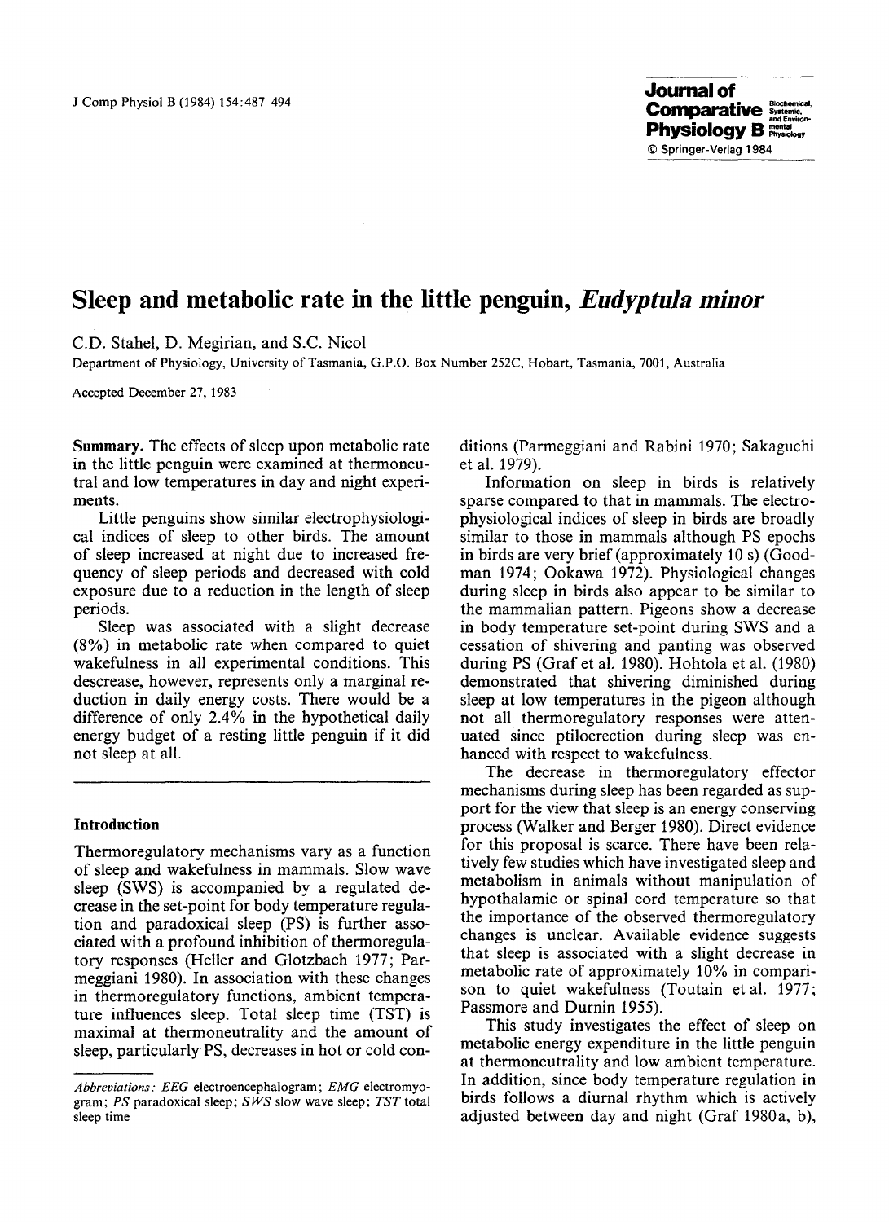# Sleep and metabolic rate in the little penguin, *Eudyptula minor*

C.D. Stahel, D. Megirian, and S.C. Nicol

Department of Physiology, University of Tasmania, G.P.O. Box Number 252C, Hobart, Tasmania, 7001, Australia

Accepted December 27, 1983

**Summary.** The effects of sleep upon metabolic rate in the little penguin were examined at thermoneutral and low temperatures in day and night experiments.

Little penguins show similar electrophysiological indices of sleep to other birds. The amount of sleep increased at night due to increased frequency of sleep periods and decreased with cold exposure due to a reduction in the length of sleep periods.

Sleep was associated with a slight decrease (8%) in metabolic rate when compared to quiet wakefulness in all experimental conditions. This descrease, however, represents only a marginal reduction in daily energy costs. There would be a difference of only 2.4% in the hypothetical daily energy budget of a resting little penguin if it did not sleep at all.

## Introduction

Thermoregulatory mechanisms vary as a function of sleep and wakefulness in mammals. Slow wave sleep (SWS) is accompanied by a regulated decrease in the set-point for body temperature regulation and paradoxical sleep (PS) is further associated with a profound inhibition of thermoregulatory responses (Heller and Glotzbach 1977; Parmeggiani 1980). In association with these changes in thermoregulatory functions, ambient temperature influences sleep. Total sleep time (TST) is maximal at thermoneutrality and the amount of sleep, particularly PS, decreases in hot or cold conditions (Parmeggiani and Rabini 1970; Sakaguchi et al. 1979).

Information on sleep in birds is relatively sparse compared to that in mammals. The electrophysiological indices of sleep in birds are broadly similar to those in mammals although PS epochs in birds are very brief (approximately 10 s) (Goodman 1974; Ookawa 1972). Physiological changes during sleep in birds also appear to be similar to the mammalian pattern. Pigeons show a decrease in body temperature set-point during SWS and a cessation of shivering and panting was observed during PS (Graf et al. 1980). Hohtola et al. (1980) demonstrated that shivering diminished during sleep at low temperatures in the pigeon although not all thermoregulatory responses were attenuated since ptiloerection during sleep was enhanced with respect to wakefulness.

The decrease in thermoregulatory effector mechanisms during sleep has been regarded as support for the view that sleep is an energy conserving process (Walker and Berger 1980). Direct evidence for this proposal is scarce. There have been relatively few studies which have investigated sleep and metabolism in animals without manipulation of hypothalamic or spinal cord temperature so that the importance of the observed thermoregulatory changes is unclear. Available evidence suggests that sleep is associated with a slight decrease in metabolic rate of approximately 10% in comparison to quiet wakefulness (Toutain et al. 1977; Passmore and Durnin 1955).

This study investigates the effect of sleep on metabolic energy expenditure in the little penguin at thermoneutrality and low ambient temperature. In addition, since body temperature regulation in birds follows a diurnal rhythm which is actively adjusted between day and night (Graf 1980a, b),

*Abbreviations: EEG* electroencephalogram; *EMG* electromyogram; *PS* paradoxical sleep; *SWS* slow wave sleep; *TST* total sleep time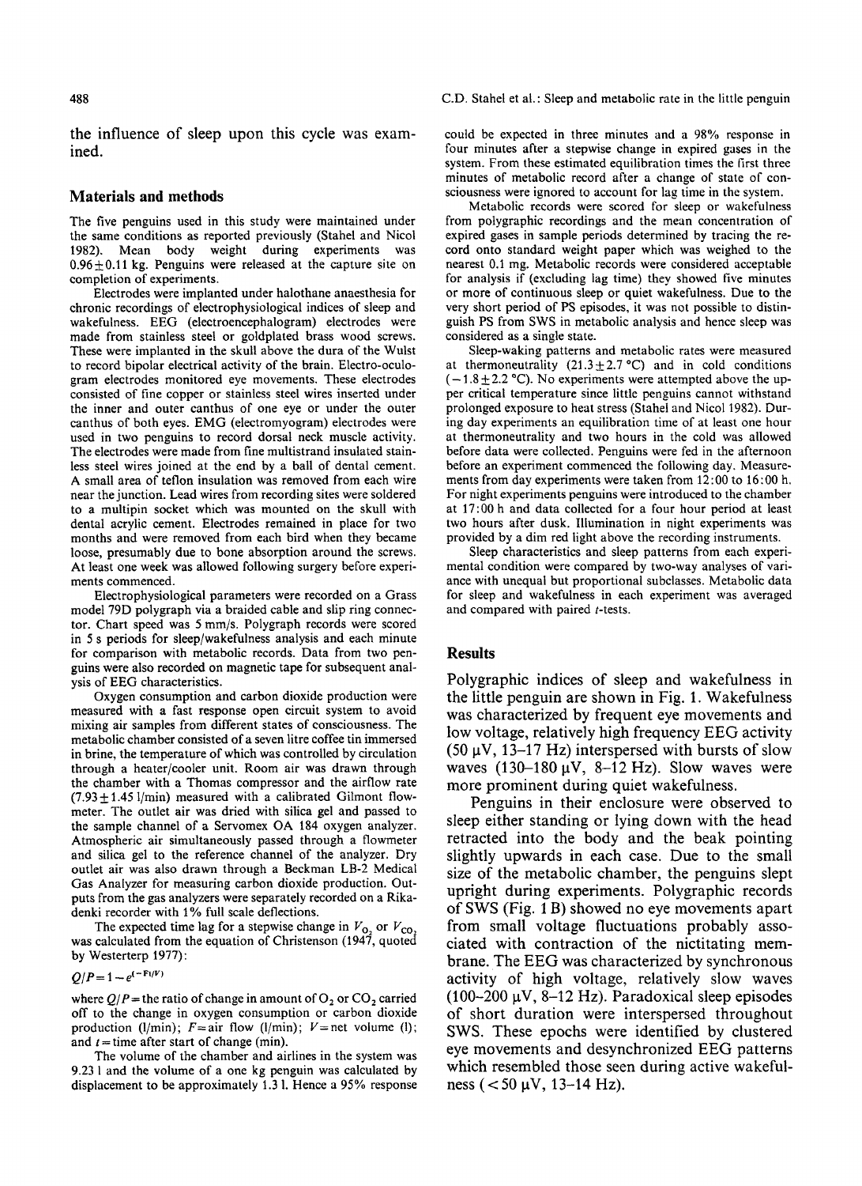the influence of sleep upon this cycle was examined.

## Materials and methods

The five penguins used in this study were maintained under the same conditions as reported previously (Stahel and Nicol 1982). Mean body weight during experiments was $0.96 \pm 0.11$ kg. Penguins were released at the capture site on completion of experiments.

Electrodes were implanted under halothane anaesthesia for chronic recordings of electrophysiological indices of sleep and wakefulness. EEG (electroencephalogram) electrodes were made from stainless steel or goldplated brass wood screws. These were implanted in the skull above the dura of the Wulst to record bipolar electrical activity of the brain. Electro-oculogram electrodes monitored eye movements. These electrodes consisted of fine copper or stainless steel wires inserted under the inner and outer canthus of one eye or under the outer canthus of both eyes. EMG (electromyogram) electrodes were used in two penguins to record dorsal neck muscle activity. The electrodes were made from fine multistrand insulated stainless steel wires joined at the end by a ball of dental cement. A small area of teflon insulation was removed from each wire near the junction. Lead wires from recording sites were soldered to a multipin socket which was mounted on the skull with dental acrylic cement. Electrodes remained in place for two months and were removed from each bird when they became loose, presumably due to bone absorption around the screws. At least one week was allowed following surgery before experiments commenced.

Electrophysiological parameters were recorded on a Grass model 79D polygraph via a braided cable and slip ring connector. Chart speed was 5 mm/s. Polygraph records were scored in 5 s periods for sleep/wakefulness analysis and each minute for comparison with metabolic records. Data from two penguins were also recorded on magnetic tape for subsequent analysis of EEG characteristics.

Oxygen consumption and carbon dioxide production were measured with a fast response open circuit system to avoid mixing air samples from different states of consciousness. The metabolic chamber consisted of a seven litre coffee tin immersed in brine, the temperature of which was controlled by circulation through a heater/cooler unit. Room air was drawn through the chamber with a Thomas compressor and the airflow rate ($7.93 \pm 1.45$ l/min) measured with a calibrated Gilmont flowmeter. The outlet air was dried with silica gel and passed to the sample channel of a Servomex OA 184 oxygen analyzer. Atmospheric air simultaneously passed through a flowmeter and silica gel to the reference channel of the analyzer. Dry outlet air was also drawn through a Beckman LB-2 Medical Gas Analyzer for measuring carbon dioxide production. Outputs from the gas analyzers were separately recorded on a Rikadenki recorder with 1% full scale deflections.

The expected time lag for a stepwise change in $V_{O_2}$ or $V_{CO_2}$ was calculated from the equation of Christenson (1947, quoted by Westerterp 1977):

$$Q/P = 1 - e^{(-Ft/V)}$$

where $Q/P$ = the ratio of change in amount of $O_2$ or $CO_2$ carried off to the change in oxygen consumption or carbon dioxide production (l/min); $F$ = air flow (l/min); $V$ = net volume (l); and $t$ = time after start of change (min).

The volume of the chamber and airlines in the system was 9.23 l and the volume of a one kg penguin was calculated by displacement to be approximately 1.3 l. Hence a 95% response could be expected in three minutes and a 98% response in four minutes after a stepwise change in expired gases in the system. From these estimated equilibration times the first three minutes of metabolic record after a change of state of consciousness were ignored to account for lag time in the system.

Metabolic records were scored for sleep or wakefulness from polygraphic recordings and the mean concentration of expired gases in sample periods determined by tracing the record onto standard weight paper which was weighed to the nearest 0.1 mg. Metabolic records were considered acceptable for analysis if (excluding lag time) they showed five minutes or more of continuous sleep or quiet wakefulness. Due to the very short period of PS episodes, it was not possible to distinguish PS from SWS in metabolic analysis and hence sleep was considered as a single state.

Sleep-waking patterns and metabolic rates were measured at thermoneutrality ($21.3 \pm 2.7$ °C) and in cold conditions ($-1.8 \pm 2.2$ °C). No experiments were attempted above the upper critical temperature since little penguins cannot withstand prolonged exposure to heat stress (Stahel and Nicol 1982). During day experiments an equilibration time of at least one hour at thermoneutrality and two hours in the cold was allowed before data were collected. Penguins were fed in the afternoon before an experiment commenced the following day. Measurements from day experiments were taken from 12:00 to 16:00 h. For night experiments penguins were introduced to the chamber at 17:00 h and data collected for a four hour period at least two hours after dusk. Illumination in night experiments was provided by a dim red light above the recording instruments.

Sleep characteristics and sleep patterns from each experimental condition were compared by two-way analyses of variance with unequal but proportional subclasses. Metabolic data for sleep and wakefulness in each experiment was averaged and compared with paired $t$-tests.

## Results

Polygraphic indices of sleep and wakefulness in the little penguin are shown in Fig. 1. Wakefulness was characterized by frequent eye movements and low voltage, relatively high frequency EEG activity (50 µV, 13–17 Hz) interspersed with bursts of slow waves (130–180 µV, 8–12 Hz). Slow waves were more prominent during quiet wakefulness.

Penguins in their enclosure were observed to sleep either standing or lying down with the head retracted into the body and the beak pointing slightly upwards in each case. Due to the small size of the metabolic chamber, the penguins slept upright during experiments. Polygraphic records of SWS (Fig. 1B) showed no eye movements apart from small voltage fluctuations probably associated with contraction of the nictitating membrane. The EEG was characterized by synchronous activity of high voltage, relatively slow waves (100–200 µV, 8–12 Hz). Paradoxical sleep episodes of short duration were interspersed throughout SWS. These epochs were identified by clustered eye movements and desynchronized EEG patterns which resembled those seen during active wakefulness (< 50 µV, 13–14 Hz).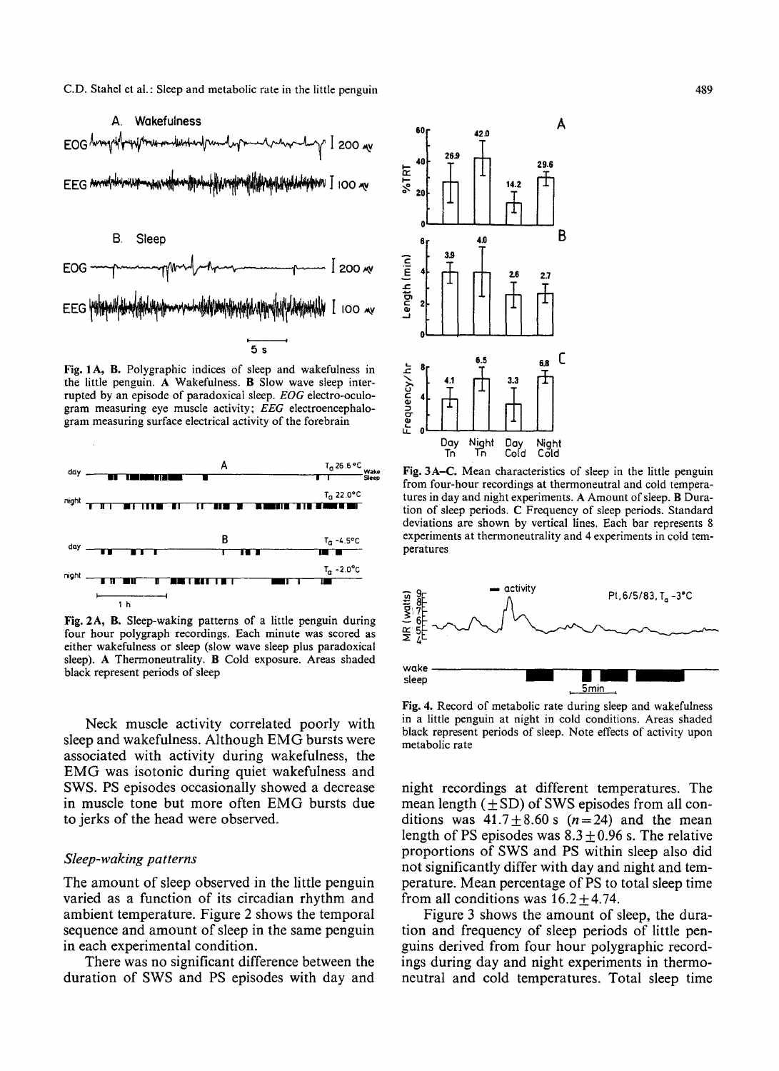Fig. 1A, B. Polygraphic indices of sleep and wakefulness in the little penguin. A Wakefulness. B Slow wave sleep interrupted by an episode of paradoxical sleep. *EOG* electro-oculogram measuring eye muscle activity; *EEG* electroencephalogram measuring surface electrical activity of the forebrain

Fig. 2A, B. Sleep-waking patterns of a little penguin during four hour polygraph recordings. Each minute was scored as either wakefulness or sleep (slow wave sleep plus paradoxical sleep). A Thermoneutrality. B Cold exposure. Areas shaded black represent periods of sleep

Neck muscle activity correlated poorly with sleep and wakefulness. Although EMG bursts were associated with activity during wakefulness, the EMG was isotonic during quiet wakefulness and SWS. PS episodes occasionally showed a decrease in muscle tone but more often EMG bursts due to jerks of the head were observed.

### Sleep-waking patterns

The amount of sleep observed in the little penguin varied as a function of its circadian rhythm and ambient temperature. Figure 2 shows the temporal sequence and amount of sleep in the same penguin in each experimental condition.

There was no significant difference between the duration of SWS and PS episodes with day and night recordings at different temperatures. The mean length ($\pm$SD) of SWS episodes from all conditions was $41.7 \pm 8.60$ s ($n = 24$) and the mean length of PS episodes was $8.3 \pm 0.96$ s. The relative proportions of SWS and PS within sleep also did not significantly differ with day and night and temperature. Mean percentage of PS to total sleep time from all conditions was $16.2 \pm 4.74$.

Figure 3 shows the amount of sleep, the duration and frequency of sleep periods of little penguins derived from four hour polygraphic recordings during day and night experiments in thermoneutral and cold temperatures. Total sleep time

Fig. 3A–C. Mean characteristics of sleep in the little penguin from four-hour recordings at thermoneutral and cold temperatures in day and night experiments. A Amount of sleep. B Duration of sleep periods. C Frequency of sleep periods. Standard deviations are shown by vertical lines. Each bar represents 8 experiments at thermoneutrality and 4 experiments in cold temperatures

Fig. 4. Record of metabolic rate during sleep and wakefulness in a little penguin at night in cold conditions. Areas shaded black represent periods of sleep. Note effects of activity upon metabolic rate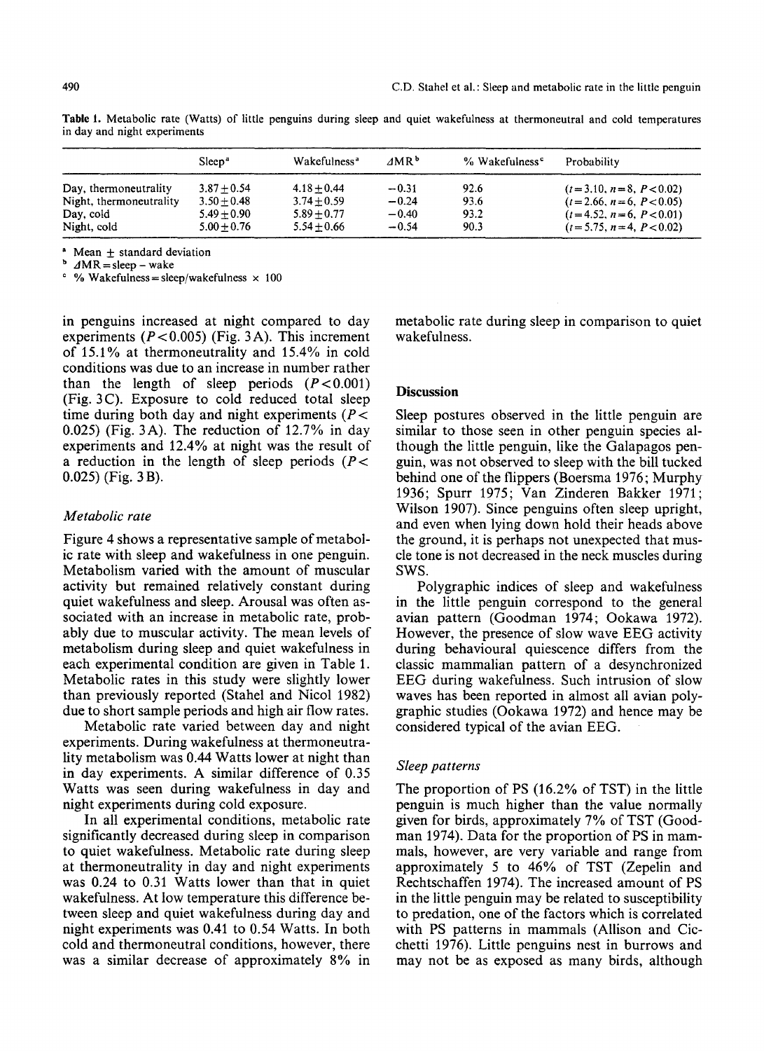Table 1. Metabolic rate (Watts) of little penguins during sleep and quiet wakefulness at thermoneutral and cold temperatures in day and night experiments

| | Sleep[a] | Wakefulness[a] | $\Delta$MR[b] | % Wakefulness[c] | Probability |
|---|---|---|---|---|---|
| Day, thermoneutrality | 3.87 ± 0.54 | 4.18 ± 0.44 | −0.31 | 92.6 | ($t = 3.10$, $n = 8$, $P < 0.02$) |
| Night, thermoneutrality | 3.50 ± 0.48 | 3.74 ± 0.59 | −0.24 | 93.6 | ($t = 2.66$, $n = 6$, $P < 0.05$) |
| Day, cold | 5.49 ± 0.90 | 5.89 ± 0.77 | −0.40 | 93.2 | ($t = 4.52$, $n = 6$, $P < 0.01$) |
| Night, cold | 5.00 ± 0.76 | 5.54 ± 0.66 | −0.54 | 90.3 | ($t = 5.75$, $n = 4$, $P < 0.02$) |

[a] Mean ± standard deviation
[b] $\Delta$MR = sleep − wake
[c] % Wakefulness = sleep/wakefulness × 100

in penguins increased at night compared to day experiments ($P < 0.005$) (Fig. 3A). This increment of 15.1% at thermoneutrality and 15.4% in cold conditions was due to an increase in number rather than the length of sleep periods ($P < 0.001$) (Fig. 3C). Exposure to cold reduced total sleep time during both day and night experiments ($P < 0.025$) (Fig. 3A). The reduction of 12.7% in day experiments and 12.4% at night was the result of a reduction in the length of sleep periods ($P < 0.025$) (Fig. 3B).

### *Metabolic rate*

Figure 4 shows a representative sample of metabolic rate with sleep and wakefulness in one penguin. Metabolism varied with the amount of muscular activity but remained relatively constant during quiet wakefulness and sleep. Arousal was often associated with an increase in metabolic rate, probably due to muscular activity. The mean levels of metabolism during sleep and quiet wakefulness in each experimental condition are given in Table 1. Metabolic rates in this study were slightly lower than previously reported (Stahel and Nicol 1982) due to short sample periods and high air flow rates.

Metabolic rate varied between day and night experiments. During wakefulness at thermoneutrality metabolism was 0.44 Watts lower at night than in day experiments. A similar difference of 0.35 Watts was seen during wakefulness in day and night experiments during cold exposure.

In all experimental conditions, metabolic rate significantly decreased during sleep in comparison to quiet wakefulness. Metabolic rate during sleep at thermoneutrality in day and night experiments was 0.24 to 0.31 Watts lower than that in quiet wakefulness. At low temperature this difference between sleep and quiet wakefulness during day and night experiments was 0.41 to 0.54 Watts. In both cold and thermoneutral conditions, however, there was a similar decrease of approximately 8% in metabolic rate during sleep in comparison to quiet wakefulness.

## Discussion

Sleep postures observed in the little penguin are similar to those seen in other penguin species although the little penguin, like the Galapagos penguin, was not observed to sleep with the bill tucked behind one of the flippers (Boersma 1976; Murphy 1936; Spurr 1975; Van Zinderen Bakker 1971; Wilson 1907). Since penguins often sleep upright, and even when lying down hold their heads above the ground, it is perhaps not unexpected that muscle tone is not decreased in the neck muscles during SWS.

Polygraphic indices of sleep and wakefulness in the little penguin correspond to the general avian pattern (Goodman 1974; Ookawa 1972). However, the presence of slow wave EEG activity during behavioural quiescence differs from the classic mammalian pattern of a desynchronized EEG during wakefulness. Such intrusion of slow waves has been reported in almost all avian polygraphic studies (Ookawa 1972) and hence may be considered typical of the avian EEG.

### *Sleep patterns*

The proportion of PS (16.2% of TST) in the little penguin is much higher than the value normally given for birds, approximately 7% of TST (Goodman 1974). Data for the proportion of PS in mammals, however, are very variable and range from approximately 5 to 46% of TST (Zepelin and Rechtschaffen 1974). The increased amount of PS in the little penguin may be related to susceptibility to predation, one of the factors which is correlated with PS patterns in mammals (Allison and Cicchetti 1976). Little penguins nest in burrows and may not be as exposed as many birds, although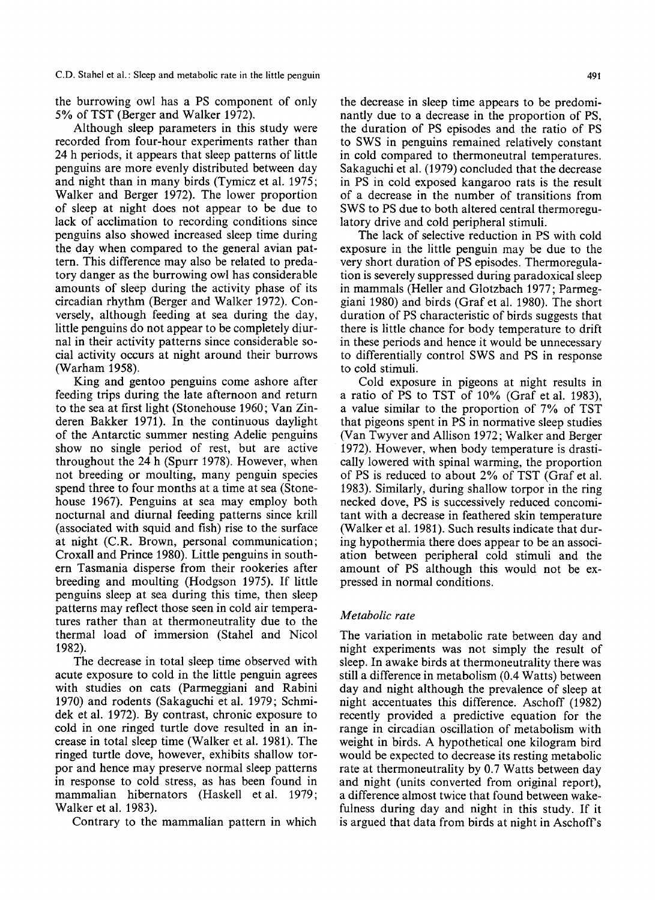the burrowing owl has a PS component of only 5% of TST (Berger and Walker 1972).

Although sleep parameters in this study were recorded from four-hour experiments rather than 24 h periods, it appears that sleep patterns of little penguins are more evenly distributed between day and night than in many birds (Tymicz et al. 1975; Walker and Berger 1972). The lower proportion of sleep at night does not appear to be due to lack of acclimation to recording conditions since penguins also showed increased sleep time during the day when compared to the general avian pattern. This difference may also be related to predatory danger as the burrowing owl has considerable amounts of sleep during the activity phase of its circadian rhythm (Berger and Walker 1972). Conversely, although feeding at sea during the day, little penguins do not appear to be completely diurnal in their activity patterns since considerable social activity occurs at night around their burrows (Warham 1958).

King and gentoo penguins come ashore after feeding trips during the late afternoon and return to the sea at first light (Stonehouse 1960; Van Zinderen Bakker 1971). In the continuous daylight of the Antarctic summer nesting Adelie penguins show no single period of rest, but are active throughout the 24 h (Spurr 1978). However, when not breeding or moulting, many penguin species spend three to four months at a time at sea (Stonehouse 1967). Penguins at sea may employ both nocturnal and diurnal feeding patterns since krill (associated with squid and fish) rise to the surface at night (C.R. Brown, personal communication; Croxall and Prince 1980). Little penguins in southern Tasmania disperse from their rookeries after breeding and moulting (Hodgson 1975). If little penguins sleep at sea during this time, then sleep patterns may reflect those seen in cold air temperatures rather than at thermoneutrality due to the thermal load of immersion (Stahel and Nicol 1982).

The decrease in total sleep time observed with acute exposure to cold in the little penguin agrees with studies on cats (Parmeggiani and Rabini 1970) and rodents (Sakaguchi et al. 1979; Schmidek et al. 1972). By contrast, chronic exposure to cold in one ringed turtle dove resulted in an increase in total sleep time (Walker et al. 1981). The ringed turtle dove, however, exhibits shallow torpor and hence may preserve normal sleep patterns in response to cold stress, as has been found in mammalian hibernators (Haskell et al. 1979; Walker et al. 1983).

Contrary to the mammalian pattern in which the decrease in sleep time appears to be predominantly due to a decrease in the proportion of PS, the duration of PS episodes and the ratio of PS to SWS in penguins remained relatively constant in cold compared to thermoneutral temperatures. Sakaguchi et al. (1979) concluded that the decrease in PS in cold exposed kangaroo rats is the result of a decrease in the number of transitions from SWS to PS due to both altered central thermoregulatory drive and cold peripheral stimuli.

The lack of selective reduction in PS with cold exposure in the little penguin may be due to the very short duration of PS episodes. Thermoregulation is severely suppressed during paradoxical sleep in mammals (Heller and Glotzbach 1977; Parmeggiani 1980) and birds (Graf et al. 1980). The short duration of PS characteristic of birds suggests that there is little chance for body temperature to drift in these periods and hence it would be unnecessary to differentially control SWS and PS in response to cold stimuli.

Cold exposure in pigeons at night results in a ratio of PS to TST of 10% (Graf et al. 1983), a value similar to the proportion of 7% of TST that pigeons spent in PS in normative sleep studies (Van Twyver and Allison 1972; Walker and Berger 1972). However, when body temperature is drastically lowered with spinal warming, the proportion of PS is reduced to about 2% of TST (Graf et al. 1983). Similarly, during shallow torpor in the ring necked dove, PS is successively reduced concomitant with a decrease in feathered skin temperature (Walker et al. 1981). Such results indicate that during hypothermia there does appear to be an association between peripheral cold stimuli and the amount of PS although this would not be expressed in normal conditions.

### *Metabolic rate*

The variation in metabolic rate between day and night experiments was not simply the result of sleep. In awake birds at thermoneutrality there was still a difference in metabolism (0.4 Watts) between day and night although the prevalence of sleep at night accentuates this difference. Aschoff (1982) recently provided a predictive equation for the range in circadian oscillation of metabolism with weight in birds. A hypothetical one kilogram bird would be expected to decrease its resting metabolic rate at thermoneutrality by 0.7 Watts between day and night (units converted from original report), a difference almost twice that found between wakefulness during day and night in this study. If it is argued that data from birds at night in Aschoff's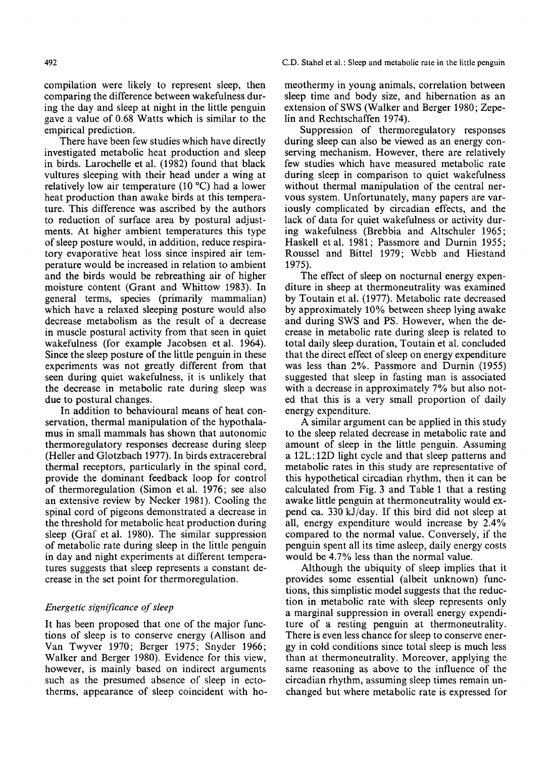compilation were likely to represent sleep, then comparing the difference between wakefulness during the day and sleep at night in the little penguin gave a value of 0.68 Watts which is similar to the empirical prediction.

There have been few studies which have directly investigated metabolic heat production and sleep in birds. Larochelle et al. (1982) found that black vultures sleeping with their head under a wing at relatively low air temperature (10 °C) had a lower heat production than awake birds at this temperature. This difference was ascribed by the authors to reduction of surface area by postural adjustments. At higher ambient temperatures this type of sleep posture would, in addition, reduce respiratory evaporative heat loss since inspired air temperature would be increased in relation to ambient and the birds would be rebreathing air of higher moisture content (Grant and Whittow 1983). In general terms, species (primarily mammalian) which have a relaxed sleeping posture would also decrease metabolism as the result of a decrease in muscle postural activity from that seen in quiet wakefulness (for example Jacobsen et al. 1964). Since the sleep posture of the little penguin in these experiments was not greatly different from that seen during quiet wakefulness, it is unlikely that the decrease in metabolic rate during sleep was due to postural changes.

In addition to behavioural means of heat conservation, thermal manipulation of the hypothalamus in small mammals has shown that autonomic thermoregulatory responses decrease during sleep (Heller and Glotzbach 1977). In birds extracerebral thermal receptors, particularly in the spinal cord, provide the dominant feedback loop for control of thermoregulation (Simon et al. 1976; see also an extensive review by Necker 1981). Cooling the spinal cord of pigeons demonstrated a decrease in the threshold for metabolic heat production during sleep (Graf et al. 1980). The similar suppression of metabolic rate during sleep in the little penguin in day and night experiments at different temperatures suggests that sleep represents a constant decrease in the set point for thermoregulation.

### *Energetic significance of sleep*

It has been proposed that one of the major functions of sleep is to conserve energy (Allison and Van Twyver 1970; Berger 1975; Snyder 1966; Walker and Berger 1980). Evidence for this view, however, is mainly based on indirect arguments such as the presumed absence of sleep in ectotherms, appearance of sleep coincident with homeothermy in young animals, correlation between sleep time and body size, and hibernation as an extension of SWS (Walker and Berger 1980; Zepelin and Rechtschaffen 1974).

Suppression of thermoregulatory responses during sleep can also be viewed as an energy conserving mechanism. However, there are relatively few studies which have measured metabolic rate during sleep in comparison to quiet wakefulness without thermal manipulation of the central nervous system. Unfortunately, many papers are variously complicated by circadian effects, and the lack of data for quiet wakefulness or activity during wakefulness (Brebbia and Altschuler 1965; Haskell et al. 1981; Passmore and Durnin 1955; Roussel and Bittel 1979; Webb and Hiestand 1975).

The effect of sleep on nocturnal energy expenditure in sheep at thermoneutrality was examined by Toutain et al. (1977). Metabolic rate decreased by approximately 10% between sheep lying awake and during SWS and PS. However, when the decrease in metabolic rate during sleep is related to total daily sleep duration, Toutain et al. concluded that the direct effect of sleep on energy expenditure was less than 2%. Passmore and Durnin (1955) suggested that sleep in fasting man is associated with a decrease in approximately 7% but also noted that this is a very small proportion of daily energy expenditure.

A similar argument can be applied in this study to the sleep related decrease in metabolic rate and amount of sleep in the little penguin. Assuming a 12L:12D light cycle and that sleep patterns and metabolic rates in this study are representative of this hypothetical circadian rhythm, then it can be calculated from Fig. 3 and Table 1 that a resting awake little penguin at thermoneutrality would expend ca. 330 kJ/day. If this bird did not sleep at all, energy expenditure would increase by 2.4% compared to the normal value. Conversely, if the penguin spent all its time asleep, daily energy costs would be 4.7% less than the normal value.

Although the ubiquity of sleep implies that it provides some essential (albeit unknown) functions, this simplistic model suggests that the reduction in metabolic rate with sleep represents only a marginal suppression in overall energy expenditure of a resting penguin at thermoneutrality. There is even less chance for sleep to conserve energy in cold conditions since total sleep is much less than at thermoneutrality. Moreover, applying the same reasoning as above to the influence of the circadian rhythm, assuming sleep times remain unchanged but where metabolic rate is expressed for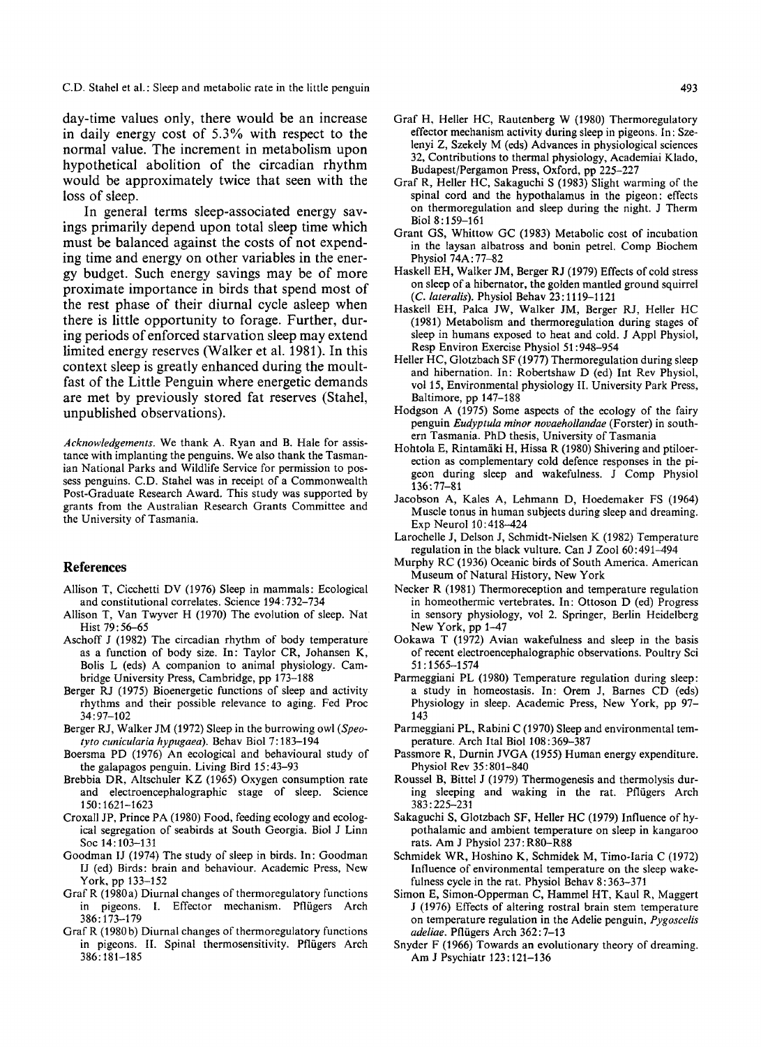day-time values only, there would be an increase in daily energy cost of 5.3% with respect to the normal value. The increment in metabolism upon hypothetical abolition of the circadian rhythm would be approximately twice that seen with the loss of sleep.

In general terms sleep-associated energy savings primarily depend upon total sleep time which must be balanced against the costs of not expending time and energy on other variables in the energy budget. Such energy savings may be of more proximate importance in birds that spend most of the rest phase of their diurnal cycle asleep when there is little opportunity to forage. Further, during periods of enforced starvation sleep may extend limited energy reserves (Walker et al. 1981). In this context sleep is greatly enhanced during the moult-fast of the Little Penguin where energetic demands are met by previously stored fat reserves (Stahel, unpublished observations).

*Acknowledgements.* We thank A. Ryan and B. Hale for assistance with implanting the penguins. We also thank the Tasmanian National Parks and Wildlife Service for permission to possess penguins. C.D. Stahel was in receipt of a Commonwealth Post-Graduate Research Award. This study was supported by grants from the Australian Research Grants Committee and the University of Tasmania.

## References

Allison T, Cicchetti DV (1976) Sleep in mammals: Ecological and constitutional correlates. Science 194:732–734

Allison T, Van Twyver H (1970) The evolution of sleep. Nat Hist 79:56–65

Aschoff J (1982) The circadian rhythm of body temperature as a function of body size. In: Taylor CR, Johansen K, Bolis L (eds) A companion to animal physiology. Cambridge University Press, Cambridge, pp 173–188

Berger RJ (1975) Bioenergetic functions of sleep and activity rhythms and their possible relevance to aging. Fed Proc 34:97–102

Berger RJ, Walker JM (1972) Sleep in the burrowing owl (*Speotyto cunicularia hypugaea*). Behav Biol 7:183–194

Boersma PD (1976) An ecological and behavioural study of the galapagos penguin. Living Bird 15:43–93

Brebbia DR, Altschuler KZ (1965) Oxygen consumption rate and electroencephalographic stage of sleep. Science 150:1621–1623

Croxall JP, Prince PA (1980) Food, feeding ecology and ecological segregation of seabirds at South Georgia. Biol J Linn Soc 14:103–131

Goodman IJ (1974) The study of sleep in birds. In: Goodman IJ (ed) Birds: brain and behaviour. Academic Press, New York, pp 133–152

Graf R (1980a) Diurnal changes of thermoregulatory functions in pigeons. I. Effector mechanism. Pflügers Arch 386:173–179

Graf R (1980b) Diurnal changes of thermoregulatory functions in pigeons. II. Spinal thermosensitivity. Pflügers Arch 386:181–185

Graf H, Heller HC, Rautenberg W (1980) Thermoregulatory effector mechanism activity during sleep in pigeons. In: Szelenyi Z, Szekely M (eds) Advances in physiological sciences 32, Contributions to thermal physiology, Academiai Klado, Budapest/Pergamon Press, Oxford, pp 225–227

Graf R, Heller HC, Sakaguchi S (1983) Slight warming of the spinal cord and the hypothalamus in the pigeon: effects on thermoregulation and sleep during the night. J Therm Biol 8:159–161

Grant GS, Whittow GC (1983) Metabolic cost of incubation in the laysan albatross and bonin petrel. Comp Biochem Physiol 74A:77–82

Haskell EH, Walker JM, Berger RJ (1979) Effects of cold stress on sleep of a hibernator, the golden mantled ground squirrel (*C. lateralis*). Physiol Behav 23:1119–1121

Haskell EH, Palca JW, Walker JM, Berger RJ, Heller HC (1981) Metabolism and thermoregulation during stages of sleep in humans exposed to heat and cold. J Appl Physiol, Resp Environ Exercise Physiol 51:948–954

Heller HC, Glotzbach SF (1977) Thermoregulation during sleep and hibernation. In: Robertshaw D (ed) Int Rev Physiol, vol 15, Environmental physiology II. University Park Press, Baltimore, pp 147–188

Hodgson A (1975) Some aspects of the ecology of the fairy penguin *Eudyptula minor novaehollandae* (Forster) in southern Tasmania. PhD thesis, University of Tasmania

Hohtola E, Rintamäki H, Hissa R (1980) Shivering and ptiloerection as complementary cold defence responses in the pigeon during sleep and wakefulness. J Comp Physiol 136:77–81

Jacobson A, Kales A, Lehmann D, Hoedemaker FS (1964) Muscle tonus in human subjects during sleep and dreaming. Exp Neurol 10:418–424

Larochelle J, Delson J, Schmidt-Nielsen K (1982) Temperature regulation in the black vulture. Can J Zool 60:491–494

Murphy RC (1936) Oceanic birds of South America. American Museum of Natural History, New York

Necker R (1981) Thermoreception and temperature regulation in homeothermic vertebrates. In: Ottoson D (ed) Progress in sensory physiology, vol 2. Springer, Berlin Heidelberg New York, pp 1–47

Ookawa T (1972) Avian wakefulness and sleep in the basis of recent electroencephalographic observations. Poultry Sci 51:1565–1574

Parmeggiani PL (1980) Temperature regulation during sleep: a study in homeostasis. In: Orem J, Barnes CD (eds) Physiology in sleep. Academic Press, New York, pp 97–143

Parmeggiani PL, Rabini C (1970) Sleep and environmental temperature. Arch Ital Biol 108:369–387

Passmore R, Durnin JVGA (1955) Human energy expenditure. Physiol Rev 35:801–840

Roussel B, Bittel J (1979) Thermogenesis and thermolysis during sleeping and waking in the rat. Pflügers Arch 383:225–231

Sakaguchi S, Glotzbach SF, Heller HC (1979) Influence of hypothalamic and ambient temperature on sleep in kangaroo rats. Am J Physiol 237:R80–R88

Schmidek WR, Hoshino K, Schmidek M, Timo-Iaria C (1972) Influence of environmental temperature on the sleep wakefulness cycle in the rat. Physiol Behav 8:363–371

Simon E, Simon-Opperman C, Hammel HT, Kaul R, Maggert J (1976) Effects of altering rostral brain stem temperature on temperature regulation in the Adelie penguin, *Pygoscelis adeliae*. Pflügers Arch 362:7–13

Snyder F (1966) Towards an evolutionary theory of dreaming. Am J Psychiatr 123:121–136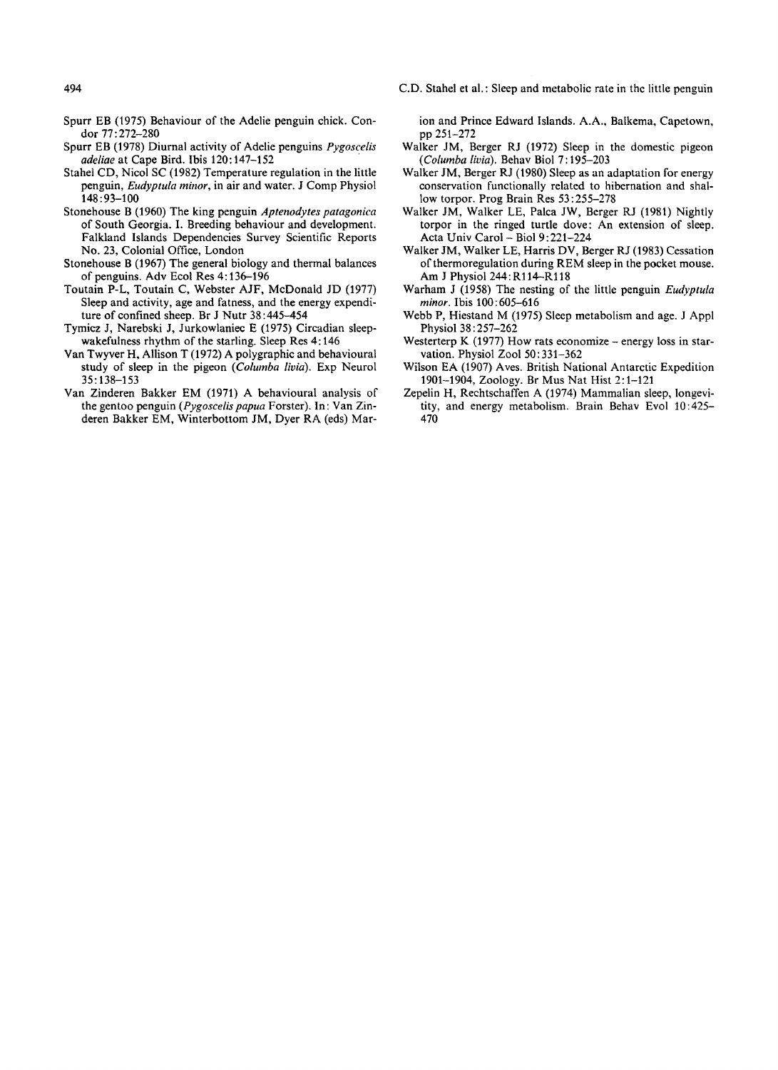Spurr EB (1975) Behaviour of the Adelie penguin chick. Condor 77:272–280

Spurr EB (1978) Diurnal activity of Adelie penguins *Pygoscelis adeliae* at Cape Bird. Ibis 120:147–152

Stahel CD, Nicol SC (1982) Temperature regulation in the little penguin, *Eudyptula minor*, in air and water. J Comp Physiol 148:93–100

Stonehouse B (1960) The king penguin *Aptenodytes patagonica* of South Georgia. I. Breeding behaviour and development. Falkland Islands Dependencies Survey Scientific Reports No. 23, Colonial Office, London

Stonehouse B (1967) The general biology and thermal balances of penguins. Adv Ecol Res 4:136–196

Toutain P-L, Toutain C, Webster AJF, McDonald JD (1977) Sleep and activity, age and fatness, and the energy expenditure of confined sheep. Br J Nutr 38:445–454

Tymicz J, Narebski J, Jurkowlaniec E (1975) Circadian sleep-wakefulness rhythm of the starling. Sleep Res 4:146

Van Twyver H, Allison T (1972) A polygraphic and behavioural study of sleep in the pigeon (*Columba livia*). Exp Neurol 35:138–153

Van Zinderen Bakker EM (1971) A behavioural analysis of the gentoo penguin (*Pygoscelis papua* Forster). In: Van Zinderen Bakker EM, Winterbottom JM, Dyer RA (eds) Marion and Prince Edward Islands. A.A., Balkema, Capetown, pp 251–272

Walker JM, Berger RJ (1972) Sleep in the domestic pigeon (*Columba livia*). Behav Biol 7:195–203

Walker JM, Berger RJ (1980) Sleep as an adaptation for energy conservation functionally related to hibernation and shallow torpor. Prog Brain Res 53:255–278

Walker JM, Walker LE, Palca JW, Berger RJ (1981) Nightly torpor in the ringed turtle dove: An extension of sleep. Acta Univ Carol – Biol 9:221–224

Walker JM, Walker LE, Harris DV, Berger RJ (1983) Cessation of thermoregulation during REM sleep in the pocket mouse. Am J Physiol 244:R114–R118

Warham J (1958) The nesting of the little penguin *Eudyptula minor*. Ibis 100:605–616

Webb P, Hiestand M (1975) Sleep metabolism and age. J Appl Physiol 38:257–262

Westerterp K (1977) How rats economize – energy loss in starvation. Physiol Zool 50:331–362

Wilson EA (1907) Aves. British National Antarctic Expedition 1901–1904, Zoology. Br Mus Nat Hist 2:1–121

Zepelin H, Rechtschaffen A (1974) Mammalian sleep, longevity, and energy metabolism. Brain Behav Evol 10:425–470